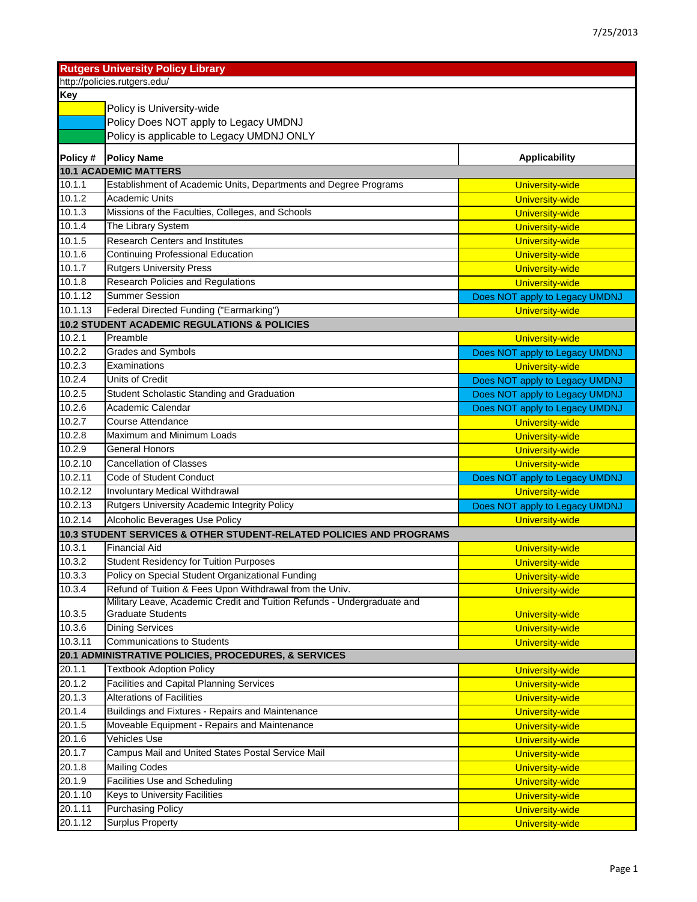7/25/2013

## Rutgers University Policy Library

http://policies.rutgers.edu/

**Key**

| | |
|---|---|
| (yellow) | Policy is University-wide |
| (blue) | Policy Does NOT apply to Legacy UMDNJ |
| (green) | Policy is applicable to Legacy UMDNJ ONLY |

| Policy # | Policy Name | Applicability |
|---|---|---|
| **10.1 ACADEMIC MATTERS** | | |
| 10.1.1 | Establishment of Academic Units, Departments and Degree Programs | University-wide |
| 10.1.2 | Academic Units | University-wide |
| 10.1.3 | Missions of the Faculties, Colleges, and Schools | University-wide |
| 10.1.4 | The Library System | University-wide |
| 10.1.5 | Research Centers and Institutes | University-wide |
| 10.1.6 | Continuing Professional Education | University-wide |
| 10.1.7 | Rutgers University Press | University-wide |
| 10.1.8 | Research Policies and Regulations | University-wide |
| 10.1.12 | Summer Session | Does NOT apply to Legacy UMDNJ |
| 10.1.13 | Federal Directed Funding ("Earmarking") | University-wide |
| **10.2 STUDENT ACADEMIC REGULATIONS & POLICIES** | | |
| 10.2.1 | Preamble | University-wide |
| 10.2.2 | Grades and Symbols | Does NOT apply to Legacy UMDNJ |
| 10.2.3 | Examinations | University-wide |
| 10.2.4 | Units of Credit | Does NOT apply to Legacy UMDNJ |
| 10.2.5 | Student Scholastic Standing and Graduation | Does NOT apply to Legacy UMDNJ |
| 10.2.6 | Academic Calendar | Does NOT apply to Legacy UMDNJ |
| 10.2.7 | Course Attendance | University-wide |
| 10.2.8 | Maximum and Minimum Loads | University-wide |
| 10.2.9 | General Honors | University-wide |
| 10.2.10 | Cancellation of Classes | University-wide |
| 10.2.11 | Code of Student Conduct | Does NOT apply to Legacy UMDNJ |
| 10.2.12 | Involuntary Medical Withdrawal | University-wide |
| 10.2.13 | Rutgers University Academic Integrity Policy | Does NOT apply to Legacy UMDNJ |
| 10.2.14 | Alcoholic Beverages Use Policy | University-wide |
| **10.3 STUDENT SERVICES & OTHER STUDENT-RELATED POLICIES AND PROGRAMS** | | |
| 10.3.1 | Financial Aid | University-wide |
| 10.3.2 | Student Residency for Tuition Purposes | University-wide |
| 10.3.3 | Policy on Special Student Organizational Funding | University-wide |
| 10.3.4 | Refund of Tuition & Fees Upon Withdrawal from the Univ. | University-wide |
| 10.3.5 | Military Leave, Academic Credit and Tuition Refunds - Undergraduate and Graduate Students | University-wide |
| 10.3.6 | Dining Services | University-wide |
| 10.3.11 | Communications to Students | University-wide |
| **20.1 ADMINISTRATIVE POLICIES, PROCEDURES, & SERVICES** | | |
| 20.1.1 | Textbook Adoption Policy | University-wide |
| 20.1.2 | Facilities and Capital Planning Services | University-wide |
| 20.1.3 | Alterations of Facilities | University-wide |
| 20.1.4 | Buildings and Fixtures - Repairs and Maintenance | University-wide |
| 20.1.5 | Moveable Equipment - Repairs and Maintenance | University-wide |
| 20.1.6 | Vehicles Use | University-wide |
| 20.1.7 | Campus Mail and United States Postal Service Mail | University-wide |
| 20.1.8 | Mailing Codes | University-wide |
| 20.1.9 | Facilities Use and Scheduling | University-wide |
| 20.1.10 | Keys to University Facilities | University-wide |
| 20.1.11 | Purchasing Policy | University-wide |
| 20.1.12 | Surplus Property | University-wide |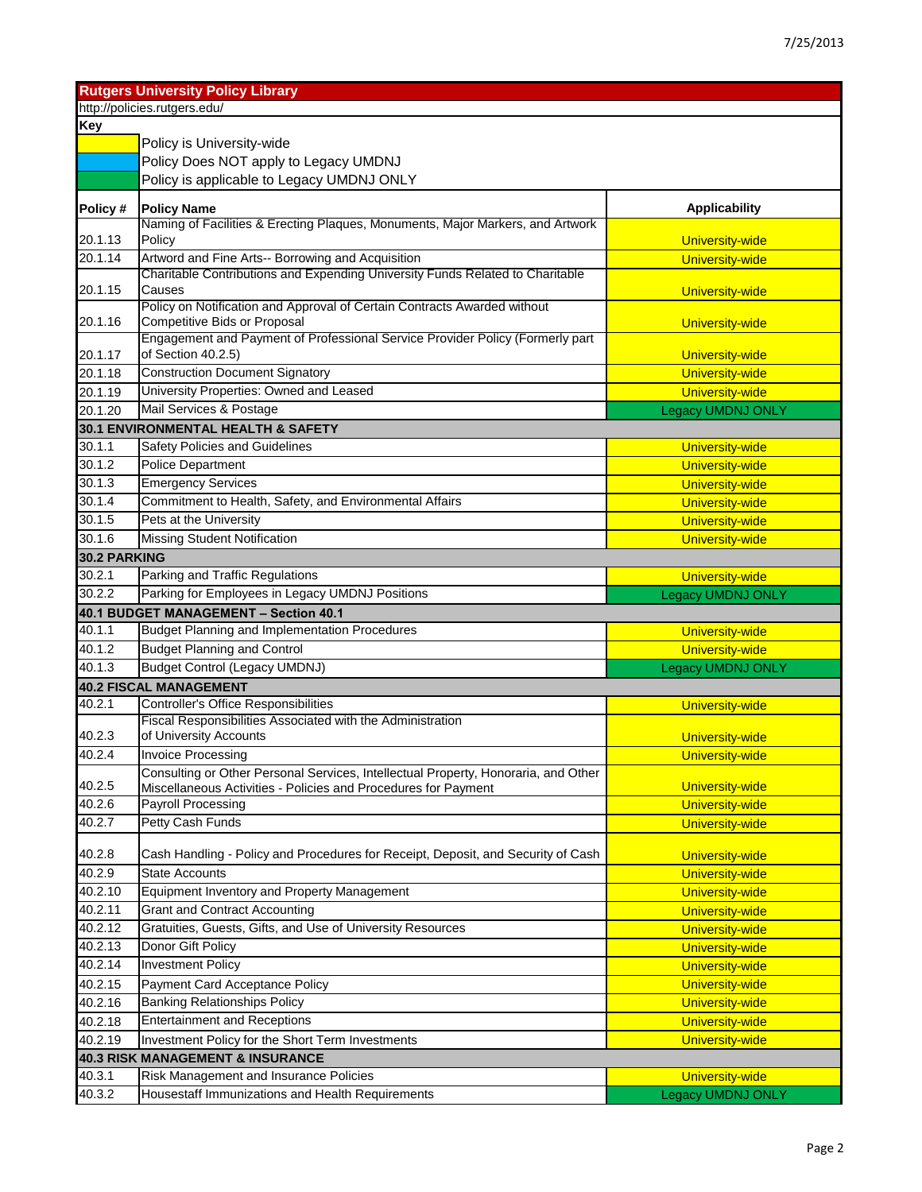| Rutgers University Policy Library | | |
|---|---|---|
| http://policies.rutgers.edu/ | | |
| **Key** | | |
| | Policy is University-wide | |
| | Policy Does NOT apply to Legacy UMDNJ | |
| | Policy is applicable to Legacy UMDNJ ONLY | |
| **Policy #** | **Policy Name** | **Applicability** |
| 20.1.13 | Naming of Facilities & Erecting Plaques, Monuments, Major Markers, and Artwork Policy | University-wide |
| 20.1.14 | Artword and Fine Arts-- Borrowing and Acquisition | University-wide |
| 20.1.15 | Charitable Contributions and Expending University Funds Related to Charitable Causes | University-wide |
| 20.1.16 | Policy on Notification and Approval of Certain Contracts Awarded without Competitive Bids or Proposal | University-wide |
| 20.1.17 | Engagement and Payment of Professional Service Provider Policy (Formerly part of Section 40.2.5) | University-wide |
| 20.1.18 | Construction Document Signatory | University-wide |
| 20.1.19 | University Properties: Owned and Leased | University-wide |
| 20.1.20 | Mail Services & Postage | Legacy UMDNJ ONLY |
| **30.1 ENVIRONMENTAL HEALTH & SAFETY** | | |
| 30.1.1 | Safety Policies and Guidelines | University-wide |
| 30.1.2 | Police Department | University-wide |
| 30.1.3 | Emergency Services | University-wide |
| 30.1.4 | Commitment to Health, Safety, and Environmental Affairs | University-wide |
| 30.1.5 | Pets at the University | University-wide |
| 30.1.6 | Missing Student Notification | University-wide |
| **30.2 PARKING** | | |
| 30.2.1 | Parking and Traffic Regulations | University-wide |
| 30.2.2 | Parking for Employees in Legacy UMDNJ Positions | Legacy UMDNJ ONLY |
| **40.1 BUDGET MANAGEMENT – Section 40.1** | | |
| 40.1.1 | Budget Planning and Implementation Procedures | University-wide |
| 40.1.2 | Budget Planning and Control | University-wide |
| 40.1.3 | Budget Control (Legacy UMDNJ) | Legacy UMDNJ ONLY |
| **40.2 FISCAL MANAGEMENT** | | |
| 40.2.1 | Controller's Office Responsibilities | University-wide |
| 40.2.3 | Fiscal Responsibilities Associated with the Administration of University Accounts | University-wide |
| 40.2.4 | Invoice Processing | University-wide |
| 40.2.5 | Consulting or Other Personal Services, Intellectual Property, Honoraria, and Other Miscellaneous Activities - Policies and Procedures for Payment | University-wide |
| 40.2.6 | Payroll Processing | University-wide |
| 40.2.7 | Petty Cash Funds | University-wide |
| 40.2.8 | Cash Handling - Policy and Procedures for Receipt, Deposit, and Security of Cash | University-wide |
| 40.2.9 | State Accounts | University-wide |
| 40.2.10 | Equipment Inventory and Property Management | University-wide |
| 40.2.11 | Grant and Contract Accounting | University-wide |
| 40.2.12 | Gratuities, Guests, Gifts, and Use of University Resources | University-wide |
| 40.2.13 | Donor Gift Policy | University-wide |
| 40.2.14 | Investment Policy | University-wide |
| 40.2.15 | Payment Card Acceptance Policy | University-wide |
| 40.2.16 | Banking Relationships Policy | University-wide |
| 40.2.18 | Entertainment and Receptions | University-wide |
| 40.2.19 | Investment Policy for the Short Term Investments | University-wide |
| **40.3 RISK MANAGEMENT & INSURANCE** | | |
| 40.3.1 | Risk Management and Insurance Policies | University-wide |
| 40.3.2 | Housestaff Immunizations and Health Requirements | Legacy UMDNJ ONLY |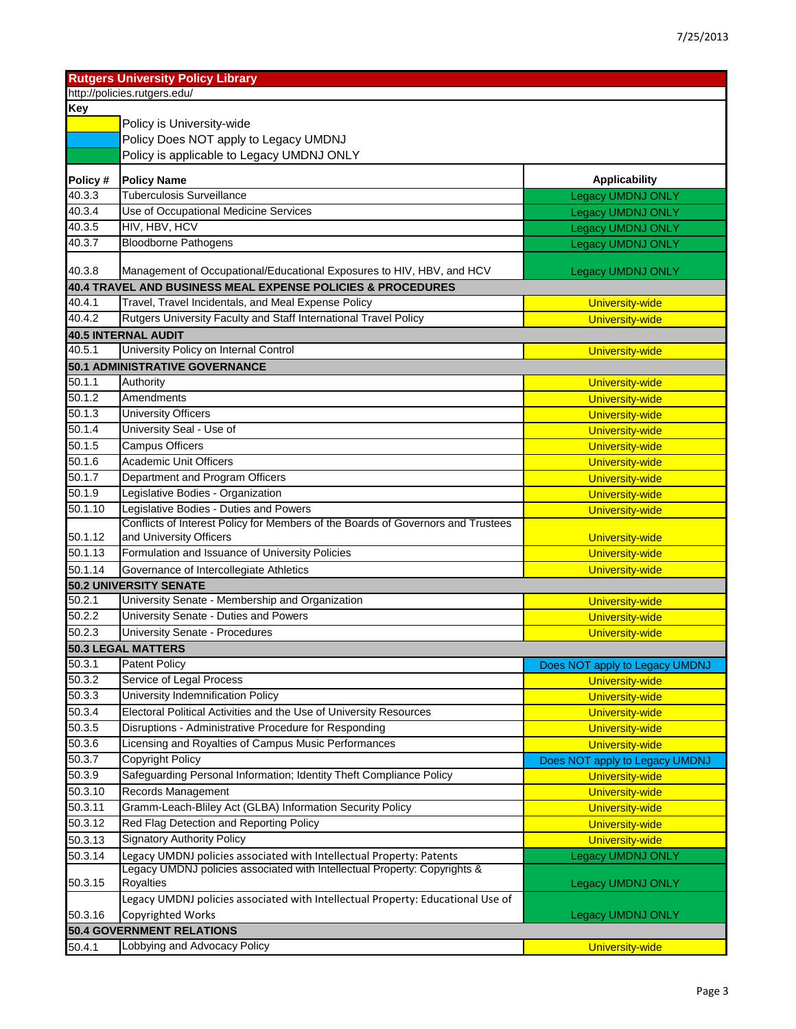| Rutgers University Policy Library | | |
|---|---|---|
| http://policies.rutgers.edu/ | | |
| **Key** | | |
| | Policy is University-wide | |
| | Policy Does NOT apply to Legacy UMDNJ | |
| | Policy is applicable to Legacy UMDNJ ONLY | |
| **Policy #** | **Policy Name** | **Applicability** |
| 40.3.3 | Tuberculosis Surveillance | Legacy UMDNJ ONLY |
| 40.3.4 | Use of Occupational Medicine Services | Legacy UMDNJ ONLY |
| 40.3.5 | HIV, HBV, HCV | Legacy UMDNJ ONLY |
| 40.3.7 | Bloodborne Pathogens | Legacy UMDNJ ONLY |
| 40.3.8 | Management of Occupational/Educational Exposures to HIV, HBV, and HCV | Legacy UMDNJ ONLY |
| **40.4 TRAVEL AND BUSINESS MEAL EXPENSE POLICIES & PROCEDURES** | | |
| 40.4.1 | Travel, Travel Incidentals, and Meal Expense Policy | University-wide |
| 40.4.2 | Rutgers University Faculty and Staff International Travel Policy | University-wide |
| **40.5 INTERNAL AUDIT** | | |
| 40.5.1 | University Policy on Internal Control | University-wide |
| **50.1 ADMINISTRATIVE GOVERNANCE** | | |
| 50.1.1 | Authority | University-wide |
| 50.1.2 | Amendments | University-wide |
| 50.1.3 | University Officers | University-wide |
| 50.1.4 | University Seal - Use of | University-wide |
| 50.1.5 | Campus Officers | University-wide |
| 50.1.6 | Academic Unit Officers | University-wide |
| 50.1.7 | Department and Program Officers | University-wide |
| 50.1.9 | Legislative Bodies - Organization | University-wide |
| 50.1.10 | Legislative Bodies - Duties and Powers | University-wide |
| 50.1.12 | Conflicts of Interest Policy for Members of the Boards of Governors and Trustees and University Officers | University-wide |
| 50.1.13 | Formulation and Issuance of University Policies | University-wide |
| 50.1.14 | Governance of Intercollegiate Athletics | University-wide |
| **50.2 UNIVERSITY SENATE** | | |
| 50.2.1 | University Senate - Membership and Organization | University-wide |
| 50.2.2 | University Senate - Duties and Powers | University-wide |
| 50.2.3 | University Senate - Procedures | University-wide |
| **50.3 LEGAL MATTERS** | | |
| 50.3.1 | Patent Policy | Does NOT apply to Legacy UMDNJ |
| 50.3.2 | Service of Legal Process | University-wide |
| 50.3.3 | University Indemnification Policy | University-wide |
| 50.3.4 | Electoral Political Activities and the Use of University Resources | University-wide |
| 50.3.5 | Disruptions - Administrative Procedure for Responding | University-wide |
| 50.3.6 | Licensing and Royalties of Campus Music Performances | University-wide |
| 50.3.7 | Copyright Policy | Does NOT apply to Legacy UMDNJ |
| 50.3.9 | Safeguarding Personal Information; Identity Theft Compliance Policy | University-wide |
| 50.3.10 | Records Management | University-wide |
| 50.3.11 | Gramm-Leach-Bliley Act (GLBA) Information Security Policy | University-wide |
| 50.3.12 | Red Flag Detection and Reporting Policy | University-wide |
| 50.3.13 | Signatory Authority Policy | University-wide |
| 50.3.14 | Legacy UMDNJ policies associated with Intellectual Property: Patents | Legacy UMDNJ ONLY |
| 50.3.15 | Legacy UMDNJ policies associated with Intellectual Property: Copyrights & Royalties | Legacy UMDNJ ONLY |
| 50.3.16 | Legacy UMDNJ policies associated with Intellectual Property: Educational Use of Copyrighted Works | Legacy UMDNJ ONLY |
| **50.4 GOVERNMENT RELATIONS** | | |
| 50.4.1 | Lobbying and Advocacy Policy | University-wide |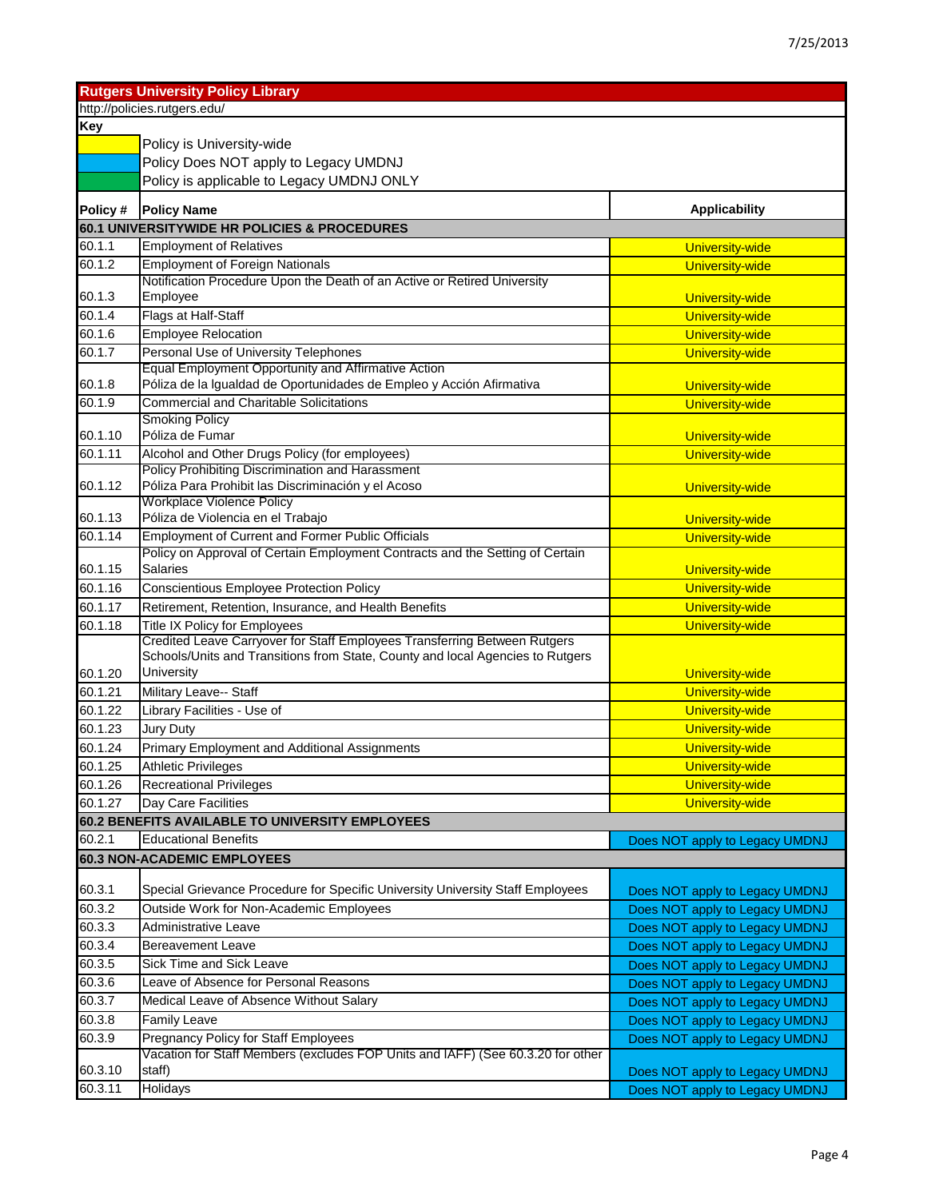7/25/2013

| Rutgers University Policy Library | |
|---|---|
| http://policies.rutgers.edu/ | |
| **Key** | |
| | Policy is University-wide |
| | Policy Does NOT apply to Legacy UMDNJ |
| | Policy is applicable to Legacy UMDNJ ONLY |

| Policy # | Policy Name | Applicability |
|---|---|---|
| **60.1 UNIVERSITYWIDE HR POLICIES & PROCEDURES** | | |
| 60.1.1 | Employment of Relatives | University-wide |
| 60.1.2 | Employment of Foreign Nationals | University-wide |
| 60.1.3 | Notification Procedure Upon the Death of an Active or Retired University Employee | University-wide |
| 60.1.4 | Flags at Half-Staff | University-wide |
| 60.1.6 | Employee Relocation | University-wide |
| 60.1.7 | Personal Use of University Telephones | University-wide |
| 60.1.8 | Equal Employment Opportunity and Affirmative Action<br>Póliza de la Igualdad de Oportunidades de Empleo y Acción Afirmativa | University-wide |
| 60.1.9 | Commercial and Charitable Solicitations | University-wide |
| 60.1.10 | Smoking Policy<br>Póliza de Fumar | University-wide |
| 60.1.11 | Alcohol and Other Drugs Policy (for employees) | University-wide |
| 60.1.12 | Policy Prohibiting Discrimination and Harassment<br>Póliza Para Prohibit las Discriminación y el Acoso | University-wide |
| 60.1.13 | Workplace Violence Policy<br>Póliza de Violencia en el Trabajo | University-wide |
| 60.1.14 | Employment of Current and Former Public Officials | University-wide |
| 60.1.15 | Policy on Approval of Certain Employment Contracts and the Setting of Certain Salaries | University-wide |
| 60.1.16 | Conscientious Employee Protection Policy | University-wide |
| 60.1.17 | Retirement, Retention, Insurance, and Health Benefits | University-wide |
| 60.1.18 | Title IX Policy for Employees | University-wide |
| 60.1.20 | Credited Leave Carryover for Staff Employees Transferring Between Rutgers Schools/Units and Transitions from State, County and local Agencies to Rutgers University | University-wide |
| 60.1.21 | Military Leave-- Staff | University-wide |
| 60.1.22 | Library Facilities - Use of | University-wide |
| 60.1.23 | Jury Duty | University-wide |
| 60.1.24 | Primary Employment and Additional Assignments | University-wide |
| 60.1.25 | Athletic Privileges | University-wide |
| 60.1.26 | Recreational Privileges | University-wide |
| 60.1.27 | Day Care Facilities | University-wide |
| **60.2 BENEFITS AVAILABLE TO UNIVERSITY EMPLOYEES** | | |
| 60.2.1 | Educational Benefits | Does NOT apply to Legacy UMDNJ |
| **60.3 NON-ACADEMIC EMPLOYEES** | | |
| 60.3.1 | Special Grievance Procedure for Specific University University Staff Employees | Does NOT apply to Legacy UMDNJ |
| 60.3.2 | Outside Work for Non-Academic Employees | Does NOT apply to Legacy UMDNJ |
| 60.3.3 | Administrative Leave | Does NOT apply to Legacy UMDNJ |
| 60.3.4 | Bereavement Leave | Does NOT apply to Legacy UMDNJ |
| 60.3.5 | Sick Time and Sick Leave | Does NOT apply to Legacy UMDNJ |
| 60.3.6 | Leave of Absence for Personal Reasons | Does NOT apply to Legacy UMDNJ |
| 60.3.7 | Medical Leave of Absence Without Salary | Does NOT apply to Legacy UMDNJ |
| 60.3.8 | Family Leave | Does NOT apply to Legacy UMDNJ |
| 60.3.9 | Pregnancy Policy for Staff Employees | Does NOT apply to Legacy UMDNJ |
| 60.3.10 | Vacation for Staff Members (excludes FOP Units and IAFF) (See 60.3.20 for other staff) | Does NOT apply to Legacy UMDNJ |
| 60.3.11 | Holidays | Does NOT apply to Legacy UMDNJ |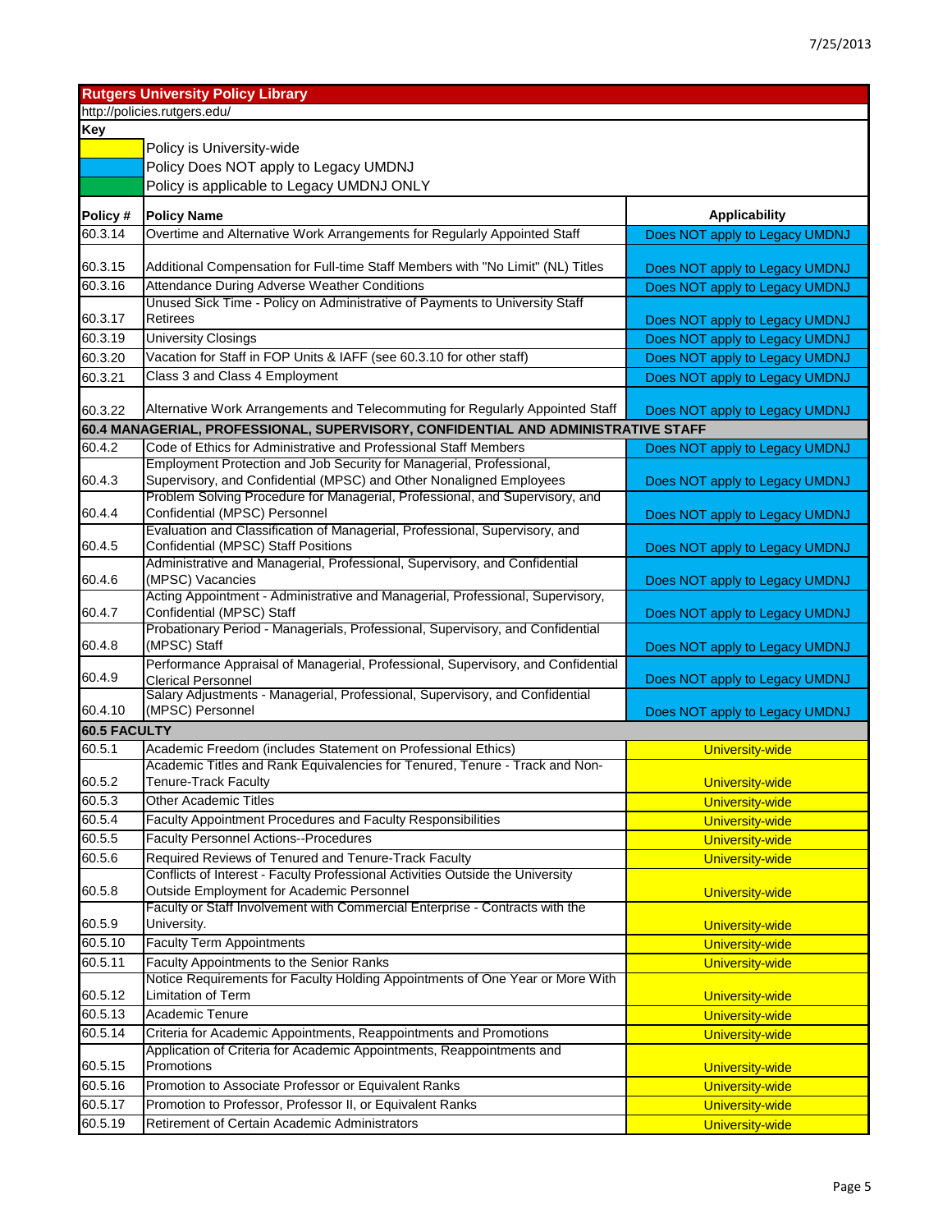## Rutgers University Policy Library

http://policies.rutgers.edu/

**Key**

| | |
|---|---|
| (yellow) | Policy is University-wide |
| (blue) | Policy Does NOT apply to Legacy UMDNJ |
| (green) | Policy is applicable to Legacy UMDNJ ONLY |

| Policy # | Policy Name | Applicability |
|---|---|---|
| 60.3.14 | Overtime and Alternative Work Arrangements for Regularly Appointed Staff | Does NOT apply to Legacy UMDNJ |
| 60.3.15 | Additional Compensation for Full-time Staff Members with "No Limit" (NL) Titles | Does NOT apply to Legacy UMDNJ |
| 60.3.16 | Attendance During Adverse Weather Conditions | Does NOT apply to Legacy UMDNJ |
| 60.3.17 | Unused Sick Time - Policy on Administrative of Payments to University Staff Retirees | Does NOT apply to Legacy UMDNJ |
| 60.3.19 | University Closings | Does NOT apply to Legacy UMDNJ |
| 60.3.20 | Vacation for Staff in FOP Units & IAFF (see 60.3.10 for other staff) | Does NOT apply to Legacy UMDNJ |
| 60.3.21 | Class 3 and Class 4 Employment | Does NOT apply to Legacy UMDNJ |
| 60.3.22 | Alternative Work Arrangements and Telecommuting for Regularly Appointed Staff | Does NOT apply to Legacy UMDNJ |
| **60.4 MANAGERIAL, PROFESSIONAL, SUPERVISORY, CONFIDENTIAL AND ADMINISTRATIVE STAFF** | | |
| 60.4.2 | Code of Ethics for Administrative and Professional Staff Members | Does NOT apply to Legacy UMDNJ |
| 60.4.3 | Employment Protection and Job Security for Managerial, Professional, Supervisory, and Confidential (MPSC) and Other Nonaligned Employees | Does NOT apply to Legacy UMDNJ |
| 60.4.4 | Problem Solving Procedure for Managerial, Professional, and Supervisory, and Confidential (MPSC) Personnel | Does NOT apply to Legacy UMDNJ |
| 60.4.5 | Evaluation and Classification of Managerial, Professional, Supervisory, and Confidential (MPSC) Staff Positions | Does NOT apply to Legacy UMDNJ |
| 60.4.6 | Administrative and Managerial, Professional, Supervisory, and Confidential (MPSC) Vacancies | Does NOT apply to Legacy UMDNJ |
| 60.4.7 | Acting Appointment - Administrative and Managerial, Professional, Supervisory, Confidential (MPSC) Staff | Does NOT apply to Legacy UMDNJ |
| 60.4.8 | Probationary Period - Managerials, Professional, Supervisory, and Confidential (MPSC) Staff | Does NOT apply to Legacy UMDNJ |
| 60.4.9 | Performance Appraisal of Managerial, Professional, Supervisory, and Confidential Clerical Personnel | Does NOT apply to Legacy UMDNJ |
| 60.4.10 | Salary Adjustments - Managerial, Professional, Supervisory, and Confidential (MPSC) Personnel | Does NOT apply to Legacy UMDNJ |
| **60.5 FACULTY** | | |
| 60.5.1 | Academic Freedom (includes Statement on Professional Ethics) | University-wide |
| 60.5.2 | Academic Titles and Rank Equivalencies for Tenured, Tenure - Track and Non-Tenure-Track Faculty | University-wide |
| 60.5.3 | Other Academic Titles | University-wide |
| 60.5.4 | Faculty Appointment Procedures and Faculty Responsibilities | University-wide |
| 60.5.5 | Faculty Personnel Actions--Procedures | University-wide |
| 60.5.6 | Required Reviews of Tenured and Tenure-Track Faculty | University-wide |
| 60.5.8 | Conflicts of Interest - Faculty Professional Activities Outside the University Outside Employment for Academic Personnel | University-wide |
| 60.5.9 | Faculty or Staff Involvement with Commercial Enterprise - Contracts with the University. | University-wide |
| 60.5.10 | Faculty Term Appointments | University-wide |
| 60.5.11 | Faculty Appointments to the Senior Ranks | University-wide |
| 60.5.12 | Notice Requirements for Faculty Holding Appointments of One Year or More With Limitation of Term | University-wide |
| 60.5.13 | Academic Tenure | University-wide |
| 60.5.14 | Criteria for Academic Appointments, Reappointments and Promotions | University-wide |
| 60.5.15 | Application of Criteria for Academic Appointments, Reappointments and Promotions | University-wide |
| 60.5.16 | Promotion to Associate Professor or Equivalent Ranks | University-wide |
| 60.5.17 | Promotion to Professor, Professor II, or Equivalent Ranks | University-wide |
| 60.5.19 | Retirement of Certain Academic Administrators | University-wide |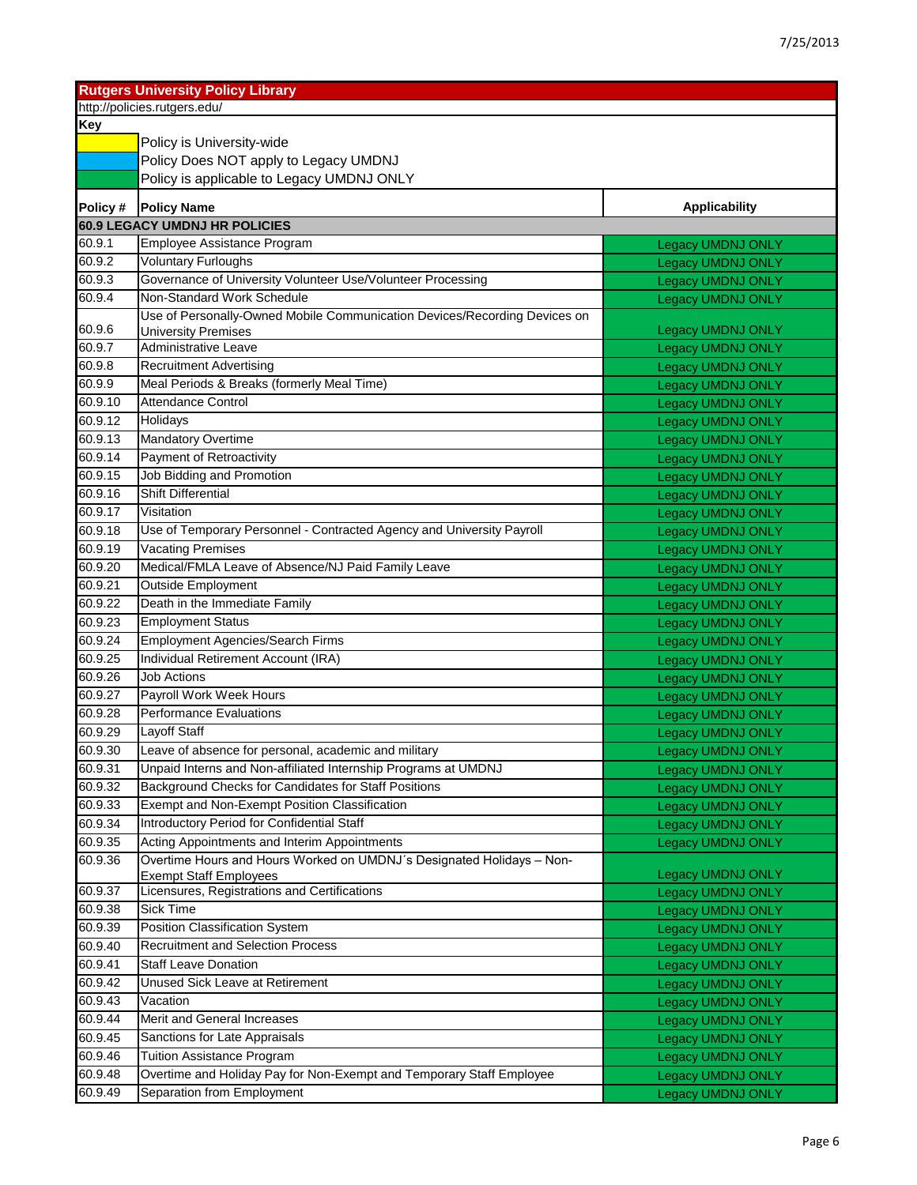**Rutgers University Policy Library**

http://policies.rutgers.edu/

**Key**

| | |
|---|---|
| (yellow) | Policy is University-wide |
| (blue) | Policy Does NOT apply to Legacy UMDNJ |
| (green) | Policy is applicable to Legacy UMDNJ ONLY |

| Policy # | Policy Name | Applicability |
|---|---|---|
| **60.9 LEGACY UMDNJ HR POLICIES** | | |
| 60.9.1 | Employee Assistance Program | Legacy UMDNJ ONLY |
| 60.9.2 | Voluntary Furloughs | Legacy UMDNJ ONLY |
| 60.9.3 | Governance of University Volunteer Use/Volunteer Processing | Legacy UMDNJ ONLY |
| 60.9.4 | Non-Standard Work Schedule | Legacy UMDNJ ONLY |
| 60.9.6 | Use of Personally-Owned Mobile Communication Devices/Recording Devices on University Premises | Legacy UMDNJ ONLY |
| 60.9.7 | Administrative Leave | Legacy UMDNJ ONLY |
| 60.9.8 | Recruitment Advertising | Legacy UMDNJ ONLY |
| 60.9.9 | Meal Periods & Breaks (formerly Meal Time) | Legacy UMDNJ ONLY |
| 60.9.10 | Attendance Control | Legacy UMDNJ ONLY |
| 60.9.12 | Holidays | Legacy UMDNJ ONLY |
| 60.9.13 | Mandatory Overtime | Legacy UMDNJ ONLY |
| 60.9.14 | Payment of Retroactivity | Legacy UMDNJ ONLY |
| 60.9.15 | Job Bidding and Promotion | Legacy UMDNJ ONLY |
| 60.9.16 | Shift Differential | Legacy UMDNJ ONLY |
| 60.9.17 | Visitation | Legacy UMDNJ ONLY |
| 60.9.18 | Use of Temporary Personnel - Contracted Agency and University Payroll | Legacy UMDNJ ONLY |
| 60.9.19 | Vacating Premises | Legacy UMDNJ ONLY |
| 60.9.20 | Medical/FMLA Leave of Absence/NJ Paid Family Leave | Legacy UMDNJ ONLY |
| 60.9.21 | Outside Employment | Legacy UMDNJ ONLY |
| 60.9.22 | Death in the Immediate Family | Legacy UMDNJ ONLY |
| 60.9.23 | Employment Status | Legacy UMDNJ ONLY |
| 60.9.24 | Employment Agencies/Search Firms | Legacy UMDNJ ONLY |
| 60.9.25 | Individual Retirement Account (IRA) | Legacy UMDNJ ONLY |
| 60.9.26 | Job Actions | Legacy UMDNJ ONLY |
| 60.9.27 | Payroll Work Week Hours | Legacy UMDNJ ONLY |
| 60.9.28 | Performance Evaluations | Legacy UMDNJ ONLY |
| 60.9.29 | Layoff Staff | Legacy UMDNJ ONLY |
| 60.9.30 | Leave of absence for personal, academic and military | Legacy UMDNJ ONLY |
| 60.9.31 | Unpaid Interns and Non-affiliated Internship Programs at UMDNJ | Legacy UMDNJ ONLY |
| 60.9.32 | Background Checks for Candidates for Staff Positions | Legacy UMDNJ ONLY |
| 60.9.33 | Exempt and Non-Exempt Position Classification | Legacy UMDNJ ONLY |
| 60.9.34 | Introductory Period for Confidential Staff | Legacy UMDNJ ONLY |
| 60.9.35 | Acting Appointments and Interim Appointments | Legacy UMDNJ ONLY |
| 60.9.36 | Overtime Hours and Hours Worked on UMDNJ´s Designated Holidays – Non-Exempt Staff Employees | Legacy UMDNJ ONLY |
| 60.9.37 | Licensures, Registrations and Certifications | Legacy UMDNJ ONLY |
| 60.9.38 | Sick Time | Legacy UMDNJ ONLY |
| 60.9.39 | Position Classification System | Legacy UMDNJ ONLY |
| 60.9.40 | Recruitment and Selection Process | Legacy UMDNJ ONLY |
| 60.9.41 | Staff Leave Donation | Legacy UMDNJ ONLY |
| 60.9.42 | Unused Sick Leave at Retirement | Legacy UMDNJ ONLY |
| 60.9.43 | Vacation | Legacy UMDNJ ONLY |
| 60.9.44 | Merit and General Increases | Legacy UMDNJ ONLY |
| 60.9.45 | Sanctions for Late Appraisals | Legacy UMDNJ ONLY |
| 60.9.46 | Tuition Assistance Program | Legacy UMDNJ ONLY |
| 60.9.48 | Overtime and Holiday Pay for Non-Exempt and Temporary Staff Employee | Legacy UMDNJ ONLY |
| 60.9.49 | Separation from Employment | Legacy UMDNJ ONLY |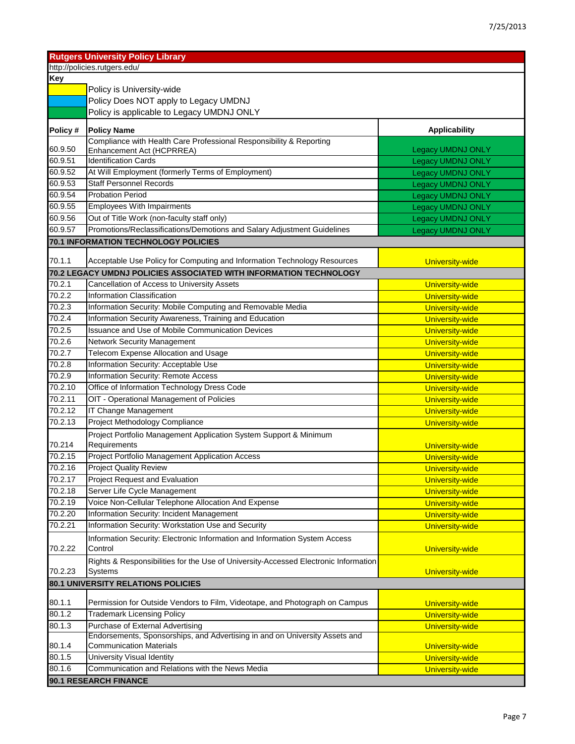| Rutgers University Policy Library | | |
|---|---|---|
| http://policies.rutgers.edu/ | | |
| **Key** | | |
| | Policy is University-wide | |
| | Policy Does NOT apply to Legacy UMDNJ | |
| | Policy is applicable to Legacy UMDNJ ONLY | |
| **Policy #** | **Policy Name** | **Applicability** |
| 60.9.50 | Compliance with Health Care Professional Responsibility & Reporting Enhancement Act (HCPRREA) | Legacy UMDNJ ONLY |
| 60.9.51 | Identification Cards | Legacy UMDNJ ONLY |
| 60.9.52 | At Will Employment (formerly Terms of Employment) | Legacy UMDNJ ONLY |
| 60.9.53 | Staff Personnel Records | Legacy UMDNJ ONLY |
| 60.9.54 | Probation Period | Legacy UMDNJ ONLY |
| 60.9.55 | Employees With Impairments | Legacy UMDNJ ONLY |
| 60.9.56 | Out of Title Work (non-faculty staff only) | Legacy UMDNJ ONLY |
| 60.9.57 | Promotions/Reclassifications/Demotions and Salary Adjustment Guidelines | Legacy UMDNJ ONLY |
| **70.1 INFORMATION TECHNOLOGY POLICIES** | | |
| 70.1.1 | Acceptable Use Policy for Computing and Information Technology Resources | University-wide |
| **70.2 LEGACY UMDNJ POLICIES ASSOCIATED WITH INFORMATION TECHNOLOGY** | | |
| 70.2.1 | Cancellation of Access to University Assets | University-wide |
| 70.2.2 | Information Classification | University-wide |
| 70.2.3 | Information Security: Mobile Computing and Removable Media | University-wide |
| 70.2.4 | Information Security Awareness, Training and Education | University-wide |
| 70.2.5 | Issuance and Use of Mobile Communication Devices | University-wide |
| 70.2.6 | Network Security Management | University-wide |
| 70.2.7 | Telecom Expense Allocation and Usage | University-wide |
| 70.2.8 | Information Security: Acceptable Use | University-wide |
| 70.2.9 | Information Security: Remote Access | University-wide |
| 70.2.10 | Office of Information Technology Dress Code | University-wide |
| 70.2.11 | OIT - Operational Management of Policies | University-wide |
| 70.2.12 | IT Change Management | University-wide |
| 70.2.13 | Project Methodology Compliance | University-wide |
| 70.214 | Project Portfolio Management Application System Support & Minimum Requirements | University-wide |
| 70.2.15 | Project Portfolio Management Application Access | University-wide |
| 70.2.16 | Project Quality Review | University-wide |
| 70.2.17 | Project Request and Evaluation | University-wide |
| 70.2.18 | Server Life Cycle Management | University-wide |
| 70.2.19 | Voice Non-Cellular Telephone Allocation And Expense | University-wide |
| 70.2.20 | Information Security: Incident Management | University-wide |
| 70.2.21 | Information Security: Workstation Use and Security | University-wide |
| 70.2.22 | Information Security: Electronic Information and Information System Access Control | University-wide |
| 70.2.23 | Rights & Responsibilities for the Use of University-Accessed Electronic Information Systems | University-wide |
| **80.1 UNIVERSITY RELATIONS POLICIES** | | |
| 80.1.1 | Permission for Outside Vendors to Film, Videotape, and Photograph on Campus | University-wide |
| 80.1.2 | Trademark Licensing Policy | University-wide |
| 80.1.3 | Purchase of External Advertising | University-wide |
| 80.1.4 | Endorsements, Sponsorships, and Advertising in and on University Assets and Communication Materials | University-wide |
| 80.1.5 | University Visual Identity | University-wide |
| 80.1.6 | Communication and Relations with the News Media | University-wide |
| **90.1 RESEARCH FINANCE** | | |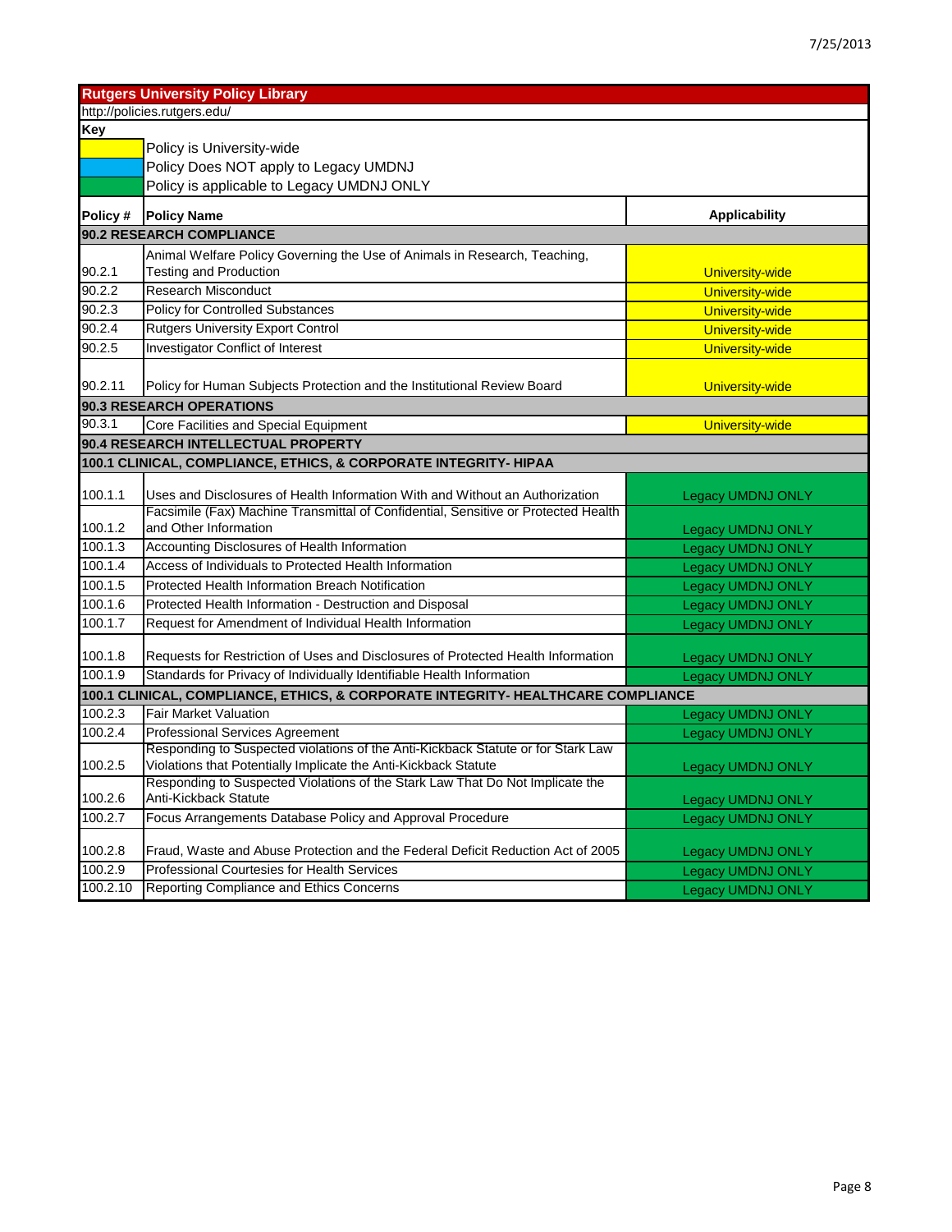| Rutgers University Policy Library | | |
|---|---|---|
| http://policies.rutgers.edu/ | | |
| **Key** | | |
| | Policy is University-wide | |
| | Policy Does NOT apply to Legacy UMDNJ | |
| | Policy is applicable to Legacy UMDNJ ONLY | |
| **Policy #** | **Policy Name** | **Applicability** |
| **90.2 RESEARCH COMPLIANCE** | | |
| 90.2.1 | Animal Welfare Policy Governing the Use of Animals in Research, Teaching, Testing and Production | University-wide |
| 90.2.2 | Research Misconduct | University-wide |
| 90.2.3 | Policy for Controlled Substances | University-wide |
| 90.2.4 | Rutgers University Export Control | University-wide |
| 90.2.5 | Investigator Conflict of Interest | University-wide |
| 90.2.11 | Policy for Human Subjects Protection and the Institutional Review Board | University-wide |
| **90.3 RESEARCH OPERATIONS** | | |
| 90.3.1 | Core Facilities and Special Equipment | University-wide |
| **90.4 RESEARCH INTELLECTUAL PROPERTY** | | |
| **100.1 CLINICAL, COMPLIANCE, ETHICS, & CORPORATE INTEGRITY- HIPAA** | | |
| 100.1.1 | Uses and Disclosures of Health Information With and Without an Authorization | Legacy UMDNJ ONLY |
| 100.1.2 | Facsimile (Fax) Machine Transmittal of Confidential, Sensitive or Protected Health and Other Information | Legacy UMDNJ ONLY |
| 100.1.3 | Accounting Disclosures of Health Information | Legacy UMDNJ ONLY |
| 100.1.4 | Access of Individuals to Protected Health Information | Legacy UMDNJ ONLY |
| 100.1.5 | Protected Health Information Breach Notification | Legacy UMDNJ ONLY |
| 100.1.6 | Protected Health Information - Destruction and Disposal | Legacy UMDNJ ONLY |
| 100.1.7 | Request for Amendment of Individual Health Information | Legacy UMDNJ ONLY |
| 100.1.8 | Requests for Restriction of Uses and Disclosures of Protected Health Information | Legacy UMDNJ ONLY |
| 100.1.9 | Standards for Privacy of Individually Identifiable Health Information | Legacy UMDNJ ONLY |
| **100.1 CLINICAL, COMPLIANCE, ETHICS, & CORPORATE INTEGRITY- HEALTHCARE COMPLIANCE** | | |
| 100.2.3 | Fair Market Valuation | Legacy UMDNJ ONLY |
| 100.2.4 | Professional Services Agreement | Legacy UMDNJ ONLY |
| 100.2.5 | Responding to Suspected violations of the Anti-Kickback Statute or for Stark Law Violations that Potentially Implicate the Anti-Kickback Statute | Legacy UMDNJ ONLY |
| 100.2.6 | Responding to Suspected Violations of the Stark Law That Do Not Implicate the Anti-Kickback Statute | Legacy UMDNJ ONLY |
| 100.2.7 | Focus Arrangements Database Policy and Approval Procedure | Legacy UMDNJ ONLY |
| 100.2.8 | Fraud, Waste and Abuse Protection and the Federal Deficit Reduction Act of 2005 | Legacy UMDNJ ONLY |
| 100.2.9 | Professional Courtesies for Health Services | Legacy UMDNJ ONLY |
| 100.2.10 | Reporting Compliance and Ethics Concerns | Legacy UMDNJ ONLY |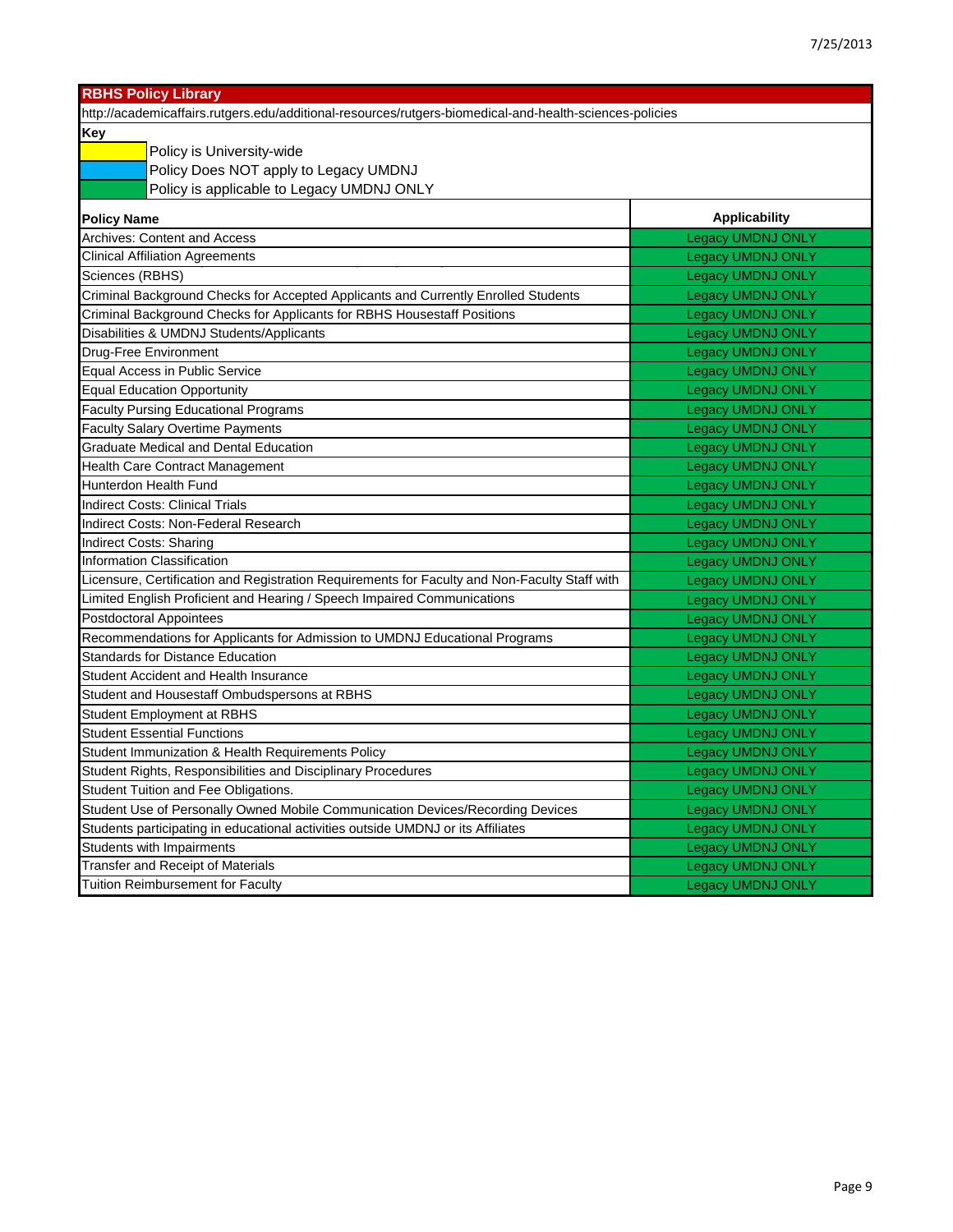## RBHS Policy Library

http://academicaffairs.rutgers.edu/additional-resources/rutgers-biomedical-and-health-sciences-policies

**Key**

- Policy is University-wide
- Policy Does NOT apply to Legacy UMDNJ
- Policy is applicable to Legacy UMDNJ ONLY

| Policy Name | Applicability |
|---|---|
| Archives: Content and Access | Legacy UMDNJ ONLY |
| Clinical Affiliation Agreements | Legacy UMDNJ ONLY |
| Sciences (RBHS) | Legacy UMDNJ ONLY |
| Criminal Background Checks for Accepted Applicants and Currently Enrolled Students | Legacy UMDNJ ONLY |
| Criminal Background Checks for Applicants for RBHS Housestaff Positions | Legacy UMDNJ ONLY |
| Disabilities & UMDNJ Students/Applicants | Legacy UMDNJ ONLY |
| Drug-Free Environment | Legacy UMDNJ ONLY |
| Equal Access in Public Service | Legacy UMDNJ ONLY |
| Equal Education Opportunity | Legacy UMDNJ ONLY |
| Faculty Pursing Educational Programs | Legacy UMDNJ ONLY |
| Faculty Salary Overtime Payments | Legacy UMDNJ ONLY |
| Graduate Medical and Dental Education | Legacy UMDNJ ONLY |
| Health Care Contract Management | Legacy UMDNJ ONLY |
| Hunterdon Health Fund | Legacy UMDNJ ONLY |
| Indirect Costs: Clinical Trials | Legacy UMDNJ ONLY |
| Indirect Costs: Non-Federal Research | Legacy UMDNJ ONLY |
| Indirect Costs: Sharing | Legacy UMDNJ ONLY |
| Information Classification | Legacy UMDNJ ONLY |
| Licensure, Certification and Registration Requirements for Faculty and Non-Faculty Staff with | Legacy UMDNJ ONLY |
| Limited English Proficient and Hearing / Speech Impaired Communications | Legacy UMDNJ ONLY |
| Postdoctoral Appointees | Legacy UMDNJ ONLY |
| Recommendations for Applicants for Admission to UMDNJ Educational Programs | Legacy UMDNJ ONLY |
| Standards for Distance Education | Legacy UMDNJ ONLY |
| Student Accident and Health Insurance | Legacy UMDNJ ONLY |
| Student and Housestaff Ombudspersons at RBHS | Legacy UMDNJ ONLY |
| Student Employment at RBHS | Legacy UMDNJ ONLY |
| Student Essential Functions | Legacy UMDNJ ONLY |
| Student Immunization & Health Requirements Policy | Legacy UMDNJ ONLY |
| Student Rights, Responsibilities and Disciplinary Procedures | Legacy UMDNJ ONLY |
| Student Tuition and Fee Obligations. | Legacy UMDNJ ONLY |
| Student Use of Personally Owned Mobile Communication Devices/Recording Devices | Legacy UMDNJ ONLY |
| Students participating in educational activities outside UMDNJ or its Affiliates | Legacy UMDNJ ONLY |
| Students with Impairments | Legacy UMDNJ ONLY |
| Transfer and Receipt of Materials | Legacy UMDNJ ONLY |
| Tuition Reimbursement for Faculty | Legacy UMDNJ ONLY |